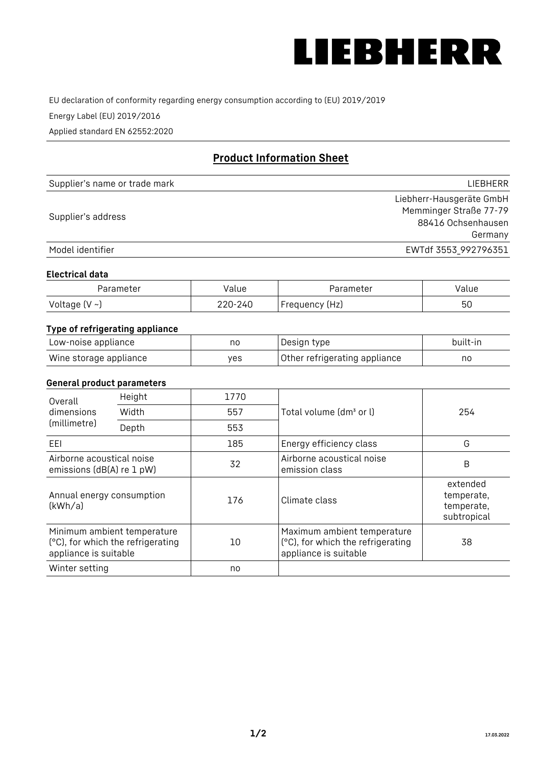LIEBHERR

EU declaration of conformity regarding energy consumption according to (EU) 2019/2019

Energy Label (EU) 2019/2016

Applied standard EN 62552:2020

## Product Information Sheet

| Supplier's name or trade mark | LIEBHERR |
|---|---|
| Supplier's address | Liebherr-Hausgeräte GmbH<br>Memminger Straße 77-79<br>88416 Ochsenhausen<br>Germany |
| Model identifier | EWTdf 3553_992796351 |

### Electrical data

| Parameter | Value | Parameter | Value |
|---|---|---|---|
| Voltage (V ~) | 220-240 | Frequency (Hz) | 50 |

### Type of refrigerating appliance

| Low-noise appliance | no | Design type | built-in |
|---|---|---|---|
| Wine storage appliance | yes | Other refrigerating appliance | no |

### General product parameters

| Overall dimensions (millimetre) | Height | 1770 | Total volume (dm³ or l) | 254 |
|---|---|---|---|---|
| | Width | 557 | | |
| | Depth | 553 | | |
| EEI | | 185 | Energy efficiency class | G |
| Airborne acoustical noise emissions (dB(A) re 1 pW) | | 32 | Airborne acoustical noise emission class | B |
| Annual energy consumption (kWh/a) | | 176 | Climate class | extended temperate, temperate, subtropical |
| Minimum ambient temperature (°C), for which the refrigerating appliance is suitable | | 10 | Maximum ambient temperature (°C), for which the refrigerating appliance is suitable | 38 |
| Winter setting | | no | | |

17.03.2022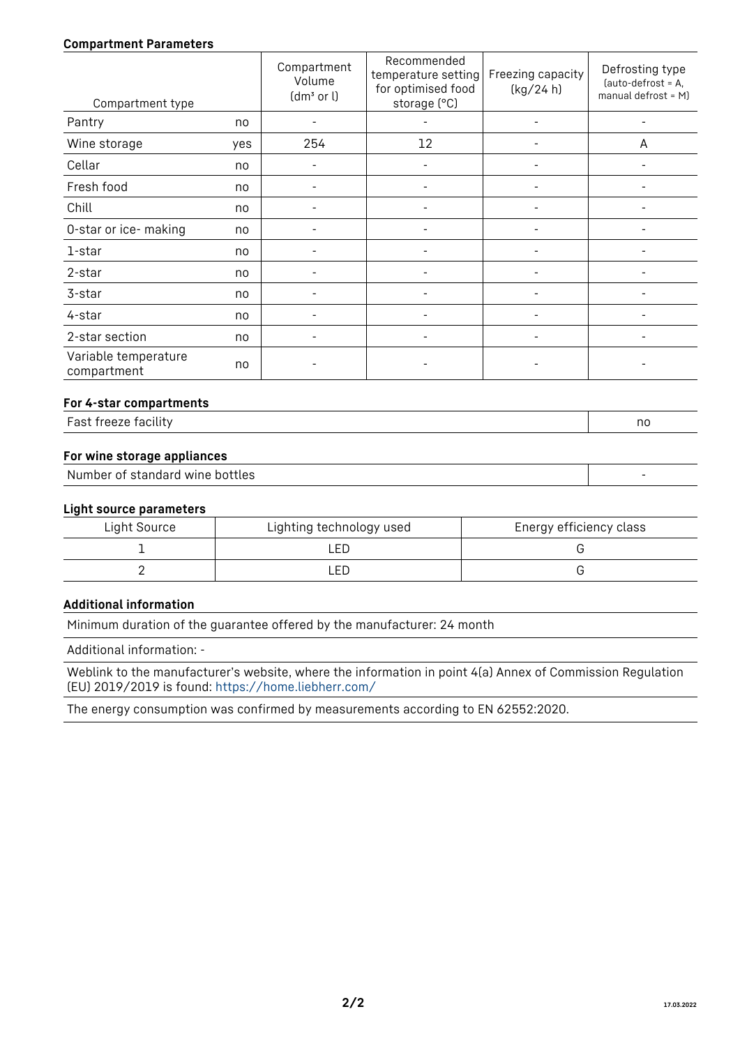**Compartment Parameters**

| Compartment type | | Compartment Volume (dm³ or l) | Recommended temperature setting for optimised food storage (°C) | Freezing capacity (kg/24 h) | Defrosting type (auto-defrost = A, manual defrost = M) |
|---|---|---|---|---|---|
| Pantry | no | - | - | - | - |
| Wine storage | yes | 254 | 12 | - | A |
| Cellar | no | - | - | - | - |
| Fresh food | no | - | - | - | - |
| Chill | no | - | - | - | - |
| 0-star or ice- making | no | - | - | - | - |
| 1-star | no | - | - | - | - |
| 2-star | no | - | - | - | - |
| 3-star | no | - | - | - | - |
| 4-star | no | - | - | - | - |
| 2-star section | no | - | - | - | - |
| Variable temperature compartment | no | - | - | - | - |

**For 4-star compartments**

| | |
|---|---|
| Fast freeze facility | no |

**For wine storage appliances**

| | |
|---|---|
| Number of standard wine bottles | - |

**Light source parameters**

| Light Source | Lighting technology used | Energy efficiency class |
|---|---|---|
| 1 | LED | G |
| 2 | LED | G |

**Additional information**

Minimum duration of the guarantee offered by the manufacturer: 24 month

Additional information: -

Weblink to the manufacturer's website, where the information in point 4(a) Annex of Commission Regulation (EU) 2019/2019 is found: https://home.liebherr.com/

The energy consumption was confirmed by measurements according to EN 62552:2020.

17.03.2022